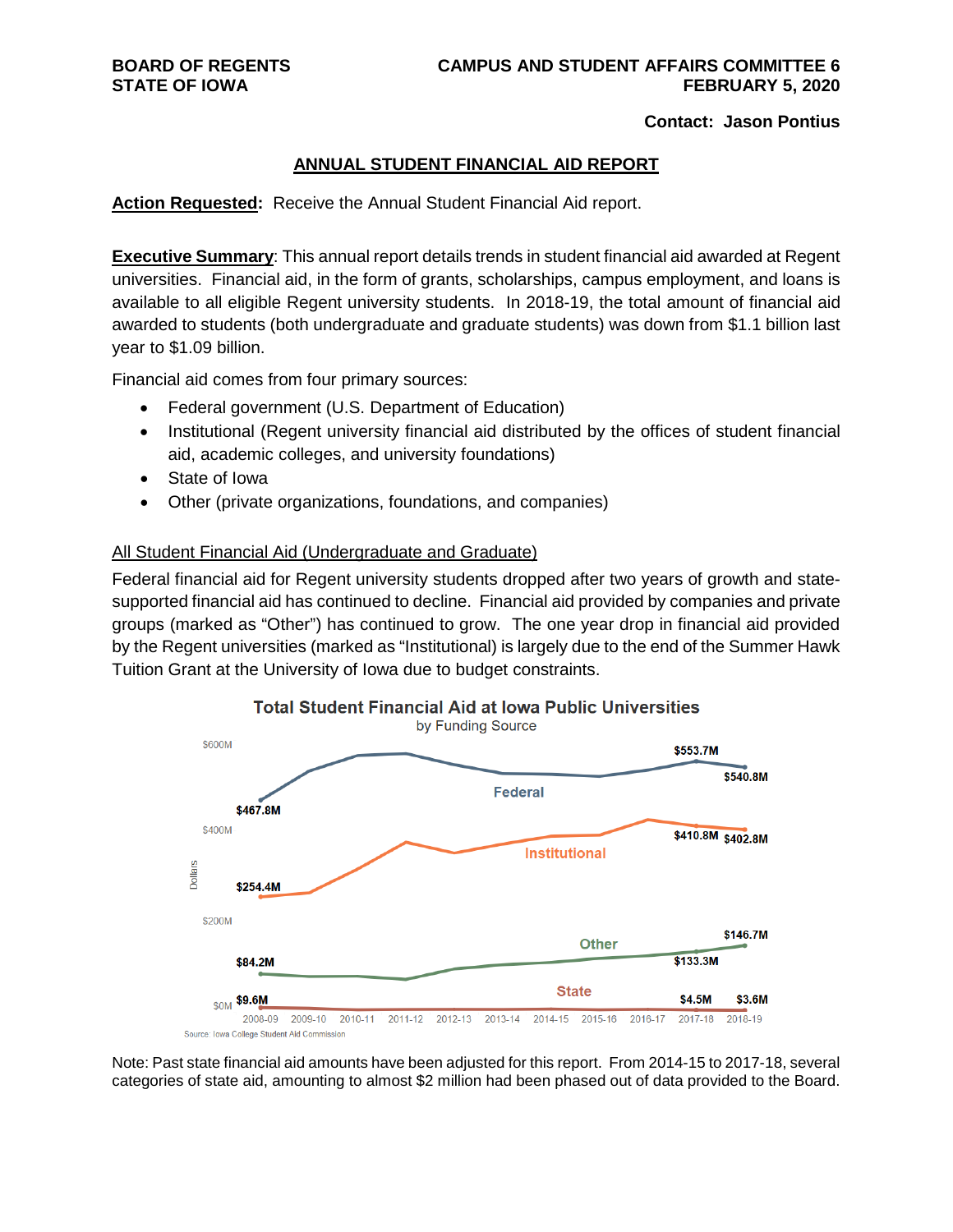**BOARD OF REGENTS**
**STATE OF IOWA**

**CAMPUS AND STUDENT AFFAIRS COMMITTEE 6**
**FEBRUARY 5, 2020**

**Contact: Jason Pontius**

## ANNUAL STUDENT FINANCIAL AID REPORT

**Action Requested:** Receive the Annual Student Financial Aid report.

**Executive Summary**: This annual report details trends in student financial aid awarded at Regent universities. Financial aid, in the form of grants, scholarships, campus employment, and loans is available to all eligible Regent university students. In 2018-19, the total amount of financial aid awarded to students (both undergraduate and graduate students) was down from $1.1 billion last year to $1.09 billion.

Financial aid comes from four primary sources:

- Federal government (U.S. Department of Education)
- Institutional (Regent university financial aid distributed by the offices of student financial aid, academic colleges, and university foundations)
- State of Iowa
- Other (private organizations, foundations, and companies)

### All Student Financial Aid (Undergraduate and Graduate)

Federal financial aid for Regent university students dropped after two years of growth and state-supported financial aid has continued to decline. Financial aid provided by companies and private groups (marked as "Other") has continued to grow. The one year drop in financial aid provided by the Regent universities (marked as "Institutional) is largely due to the end of the Summer Hawk Tuition Grant at the University of Iowa due to budget constraints.

**Total Student Financial Aid at Iowa Public Universities**
by Funding Source

Source: Iowa College Student Aid Commission

Note: Past state financial aid amounts have been adjusted for this report. From 2014-15 to 2017-18, several categories of state aid, amounting to almost $2 million had been phased out of data provided to the Board.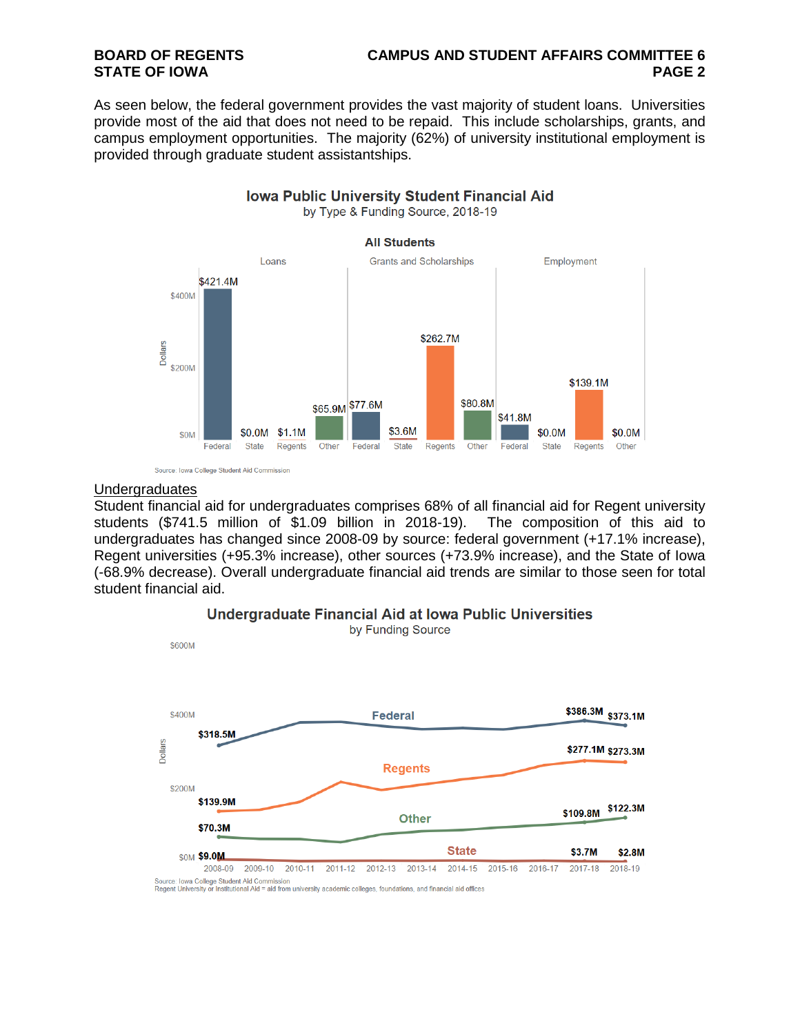As seen below, the federal government provides the vast majority of student loans. Universities provide most of the aid that does not need to be repaid. This include scholarships, grants, and campus employment opportunities. The majority (62%) of university institutional employment is provided through graduate student assistantships.

**Iowa Public University Student Financial Aid**
by Type & Funding Source, 2018-19

**All Students**

| | Federal | State | Regents | Other |
|---|---|---|---|---|
| Loans | $421.4M | $0.0M | $1.1M | $65.9M |
| Grants and Scholarships | $77.6M | $3.6M | $262.7M | $80.8M |
| Employment | $41.8M | $0.0M | $139.1M | $0.0M |

Source: Iowa College Student Aid Commission

## Undergraduates

Student financial aid for undergraduates comprises 68% of all financial aid for Regent university students ($741.5 million of $1.09 billion in 2018-19). The composition of this aid to undergraduates has changed since 2008-09 by source: federal government (+17.1% increase), Regent universities (+95.3% increase), other sources (+73.9% increase), and the State of Iowa (-68.9% decrease). Overall undergraduate financial aid trends are similar to those seen for total student financial aid.

**Undergraduate Financial Aid at Iowa Public Universities**
by Funding Source

| Source | 2008-09 | 2017-18 | 2018-19 |
|---|---|---|---|
| Federal | $318.5M | $386.3M | $373.1M |
| Regents | $139.9M | $277.1M | $273.3M |
| Other | $70.3M | $109.8M | $122.3M |
| State | $9.0M | $3.7M | $2.8M |

Source: Iowa College Student Aid Commission
Regent University or Institutional Aid = aid from university academic colleges, foundations, and financial aid offices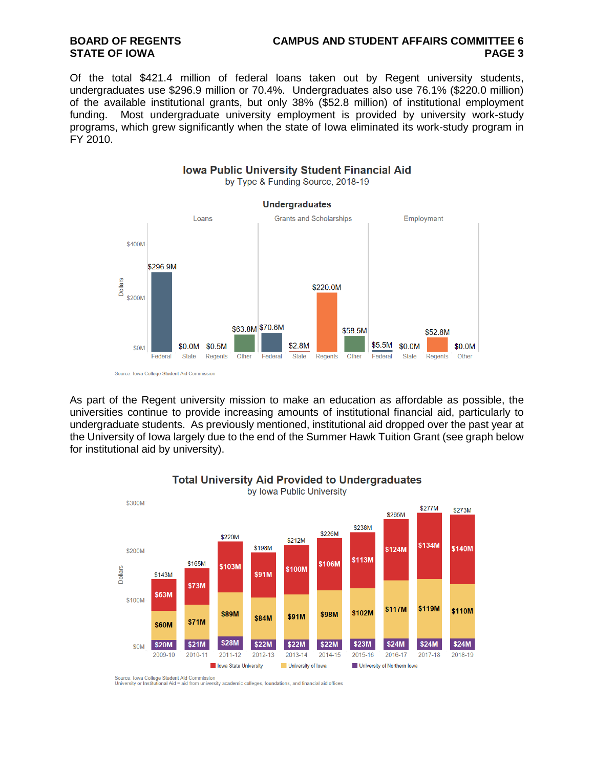Of the total $421.4 million of federal loans taken out by Regent university students, undergraduates use $296.9 million or 70.4%. Undergraduates also use 76.1% ($220.0 million) of the available institutional grants, but only 38% ($52.8 million) of institutional employment funding. Most undergraduate university employment is provided by university work-study programs, which grew significantly when the state of Iowa eliminated its work-study program in FY 2010.

**Iowa Public University Student Financial Aid**
by Type & Funding Source, 2018-19

**Undergraduates**

| Type | Federal | State | Regents | Other |
|---|---|---|---|---|
| Loans | $296.9M | $0.0M | $0.5M | $63.8M |
| Grants and Scholarships | $70.6M | $2.8M | $220.0M | $58.5M |
| Employment | $5.5M | $0.0M | $52.8M | $0.0M |

Source: Iowa College Student Aid Commission

As part of the Regent university mission to make an education as affordable as possible, the universities continue to provide increasing amounts of institutional financial aid, particularly to undergraduate students. As previously mentioned, institutional aid dropped over the past year at the University of Iowa largely due to the end of the Summer Hawk Tuition Grant (see graph below for institutional aid by university).

**Total University Aid Provided to Undergraduates**
by Iowa Public University

| Year | Iowa State University | University of Iowa | University of Northern Iowa | Total |
|---|---|---|---|---|
| 2009-10 | $63M | $60M | $20M | $143M |
| 2010-11 | $73M | $71M | $21M | $165M |
| 2011-12 | $103M | $89M | $28M | $220M |
| 2012-13 | $91M | $84M | $22M | $198M |
| 2013-14 | $100M | $91M | $22M | $212M |
| 2014-15 | $106M | $98M | $22M | $226M |
| 2015-16 | $113M | $102M | $23M | $238M |
| 2016-17 | $124M | $117M | $24M | $265M |
| 2017-18 | $134M | $119M | $24M | $277M |
| 2018-19 | $140M | $110M | $24M | $273M |

Source: Iowa College Student Aid Commission
University or Institutional Aid = aid from university academic colleges, foundations, and financial aid offices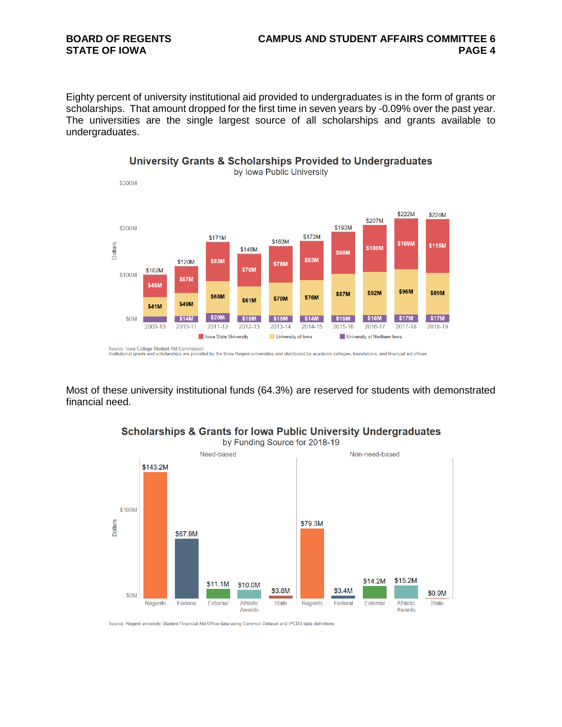Eighty percent of university institutional aid provided to undergraduates is in the form of grants or scholarships. That amount dropped for the first time in seven years by -0.09% over the past year. The universities are the single largest source of all scholarships and grants available to undergraduates.

**University Grants & Scholarships Provided to Undergraduates**
by Iowa Public University

| Year | Iowa State University | University of Iowa | University of Northern Iowa | Total |
|---|---|---|---|---|
| 2009-10 | $48M | $41M | | $102M |
| 2010-11 | $57M | $49M | $14M | $120M |
| 2011-12 | $83M | $68M | $20M | $171M |
| 2012-13 | $70M | $61M | $15M | $146M |
| 2013-14 | $78M | $70M | $15M | $163M |
| 2014-15 | $83M | $76M | $14M | $173M |
| 2015-16 | $90M | $87M | $15M | $193M |
| 2016-17 | $100M | $92M | $16M | $207M |
| 2017-18 | $109M | $96M | $17M | $222M |
| 2018-19 | $115M | $89M | $17M | $220M |

Source: Iowa College Student Aid Commission
Institutional grants and scholarships are provided by the three Regent universities and distributed by academic colleges, foundations, and financial aid offices

Most of these university institutional funds (64.3%) are reserved for students with demonstrated financial need.

**Scholarships & Grants for Iowa Public University Undergraduates**
by Funding Source for 2018-19

| Funding Source | Need-based | Non-need-based |
|---|---|---|
| Regents | $143.2M | $79.3M |
| Federal | $67.9M | $3.4M |
| External | $11.1M | $14.2M |
| Athletic Awards | $10.0M | $15.2M |
| State | $3.6M | $0.9M |

Source: Regent university Student Financial Aid Office data using Common Dataset and IPEDS data definitions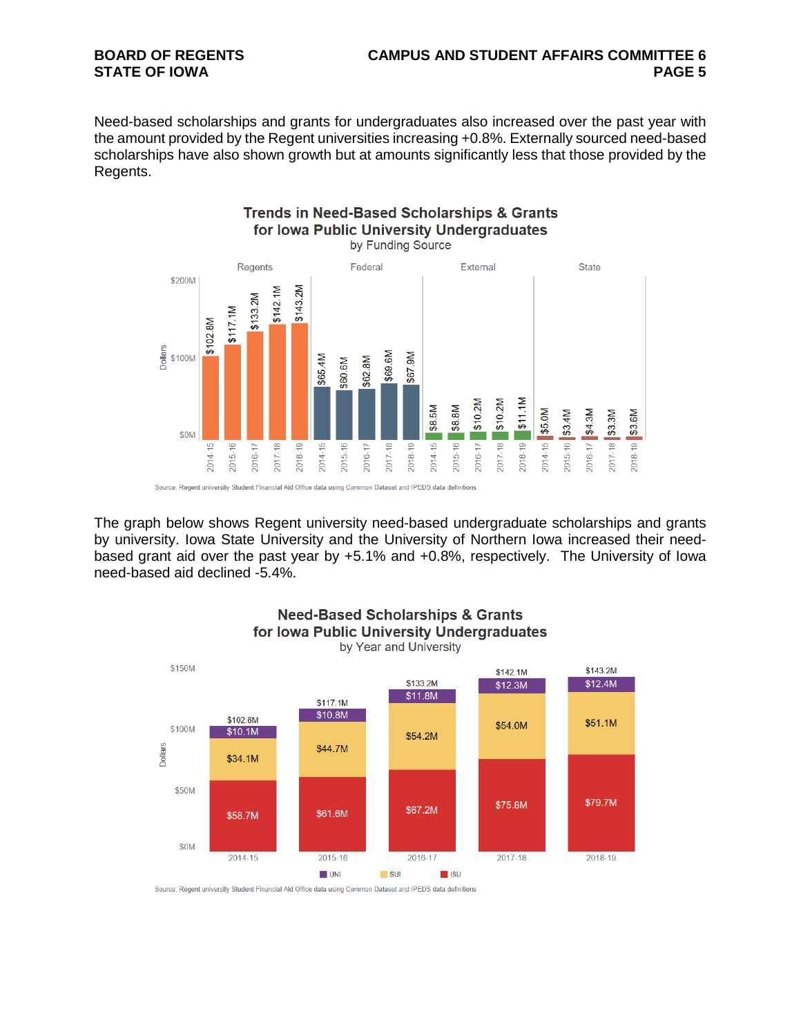Need-based scholarships and grants for undergraduates also increased over the past year with the amount provided by the Regent universities increasing +0.8%. Externally sourced need-based scholarships have also shown growth but at amounts significantly less that those provided by the Regents.

**Trends in Need-Based Scholarships & Grants for Iowa Public University Undergraduates**
by Funding Source

| Year | Regents | Federal | External | State |
|---|---|---|---|---|
| 2014-15 | $102.8M | $65.4M | $8.5M | $5.0M |
| 2015-16 | $117.1M | $60.6M | $8.8M | $3.4M |
| 2016-17 | $133.2M | $62.8M | $10.2M | $4.3M |
| 2017-18 | $142.1M | $69.6M | $10.2M | $3.3M |
| 2018-19 | $143.2M | $67.9M | $11.1M | $3.6M |

Source: Regent university Student Financial Aid Office data using Common Dataset and IPEDS data definitions

The graph below shows Regent university need-based undergraduate scholarships and grants by university. Iowa State University and the University of Northern Iowa increased their need-based grant aid over the past year by +5.1% and +0.8%, respectively. The University of Iowa need-based aid declined -5.4%.

**Need-Based Scholarships & Grants for Iowa Public University Undergraduates**
by Year and University

| Year | UNI | SUI | ISU | Total |
|---|---|---|---|---|
| 2014-15 | $10.1M | $34.1M | $58.7M | $102.8M |
| 2015-16 | $10.8M | $44.7M | $61.6M | $117.1M |
| 2016-17 | $11.8M | $54.2M | $67.2M | $133.2M |
| 2017-18 | $12.3M | $54.0M | $75.8M | $142.1M |
| 2018-19 | $12.4M | $51.1M | $79.7M | $143.2M |

Source: Regent university Student Financial Aid Office data using Common Dataset and IPEDS data definitions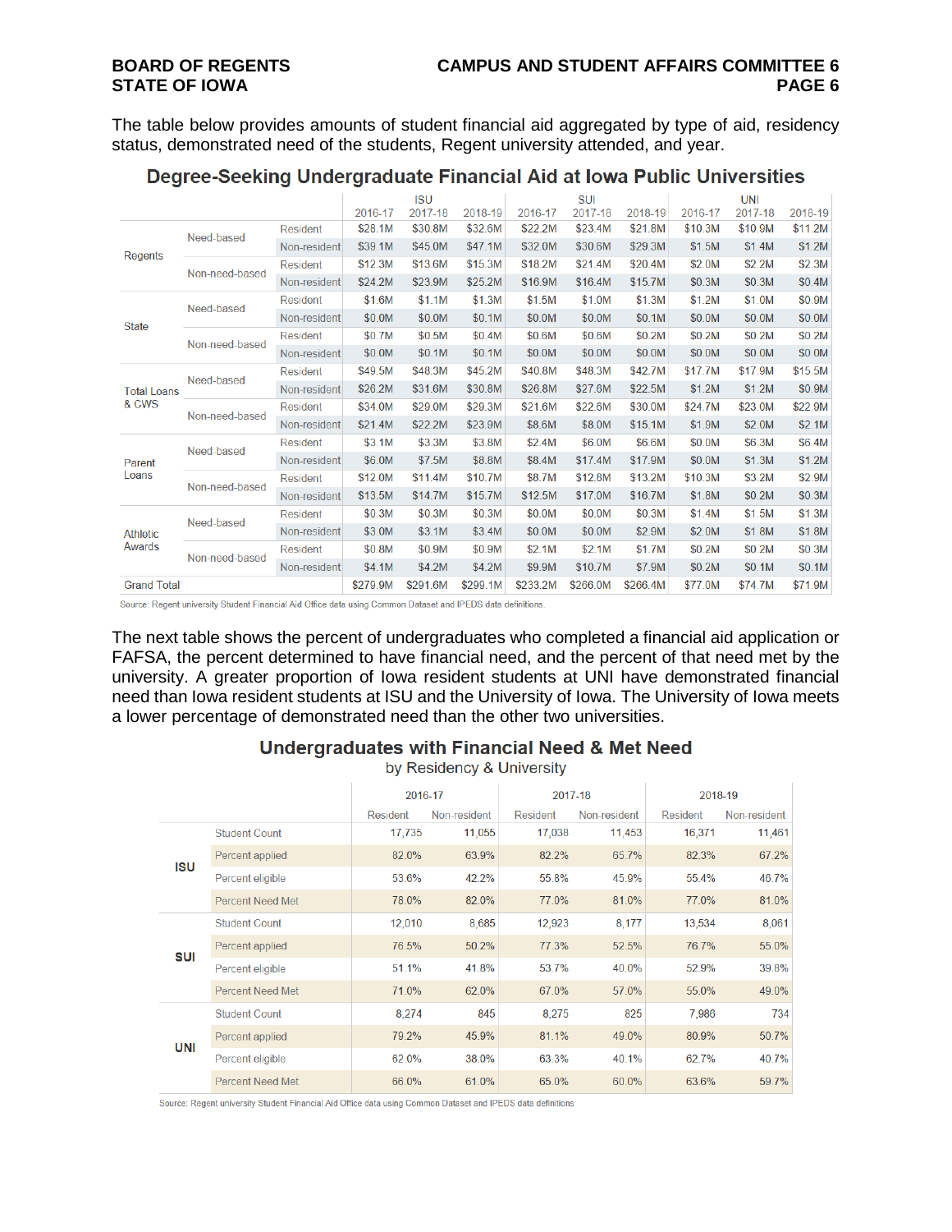The table below provides amounts of student financial aid aggregated by type of aid, residency status, demonstrated need of the students, Regent university attended, and year.

## Degree-Seeking Undergraduate Financial Aid at Iowa Public Universities

| | | | ISU | | | SUI | | | UNI | | |
|---|---|---|---|---|---|---|---|---|---|---|---|
| | | | 2016-17 | 2017-18 | 2018-19 | 2016-17 | 2017-18 | 2018-19 | 2016-17 | 2017-18 | 2018-19 |
| Regents | Need-based | Resident | $28.1M | $30.8M | $32.6M | $22.2M | $23.4M | $21.8M | $10.3M | $10.9M | $11.2M |
| | | Non-resident | $39.1M | $45.0M | $47.1M | $32.0M | $30.6M | $29.3M | $1.5M | $1.4M | $1.2M |
| | Non-need-based | Resident | $12.3M | $13.6M | $15.3M | $18.2M | $21.4M | $20.4M | $2.0M | $2.2M | $2.3M |
| | | Non-resident | $24.2M | $23.9M | $25.2M | $16.9M | $16.4M | $15.7M | $0.3M | $0.3M | $0.4M |
| State | Need-based | Resident | $1.6M | $1.1M | $1.3M | $1.5M | $1.0M | $1.3M | $1.2M | $1.0M | $0.9M |
| | | Non-resident | $0.0M | $0.0M | $0.1M | $0.0M | $0.0M | $0.1M | $0.0M | $0.0M | $0.0M |
| | Non-need-based | Resident | $0.7M | $0.5M | $0.4M | $0.6M | $0.6M | $0.2M | $0.2M | $0.2M | $0.2M |
| | | Non-resident | $0.0M | $0.1M | $0.1M | $0.0M | $0.0M | $0.0M | $0.0M | $0.0M | $0.0M |
| Total Loans & CWS | Need-based | Resident | $49.5M | $48.3M | $45.2M | $40.8M | $48.3M | $42.7M | $17.7M | $17.9M | $15.5M |
| | | Non-resident | $26.2M | $31.6M | $30.8M | $26.8M | $27.6M | $22.5M | $1.2M | $1.2M | $0.9M |
| | Non-need-based | Resident | $34.0M | $29.0M | $29.3M | $21.6M | $22.6M | $30.0M | $24.7M | $23.0M | $22.9M |
| | | Non-resident | $21.4M | $22.2M | $23.9M | $8.6M | $8.0M | $15.1M | $1.9M | $2.0M | $2.1M |
| Parent Loans | Need-based | Resident | $3.1M | $3.3M | $3.8M | $2.4M | $6.0M | $6.6M | $0.0M | $6.3M | $6.4M |
| | | Non-resident | $6.0M | $7.5M | $8.8M | $8.4M | $17.4M | $17.9M | $0.0M | $1.3M | $1.2M |
| | Non-need-based | Resident | $12.0M | $11.4M | $10.7M | $8.7M | $12.8M | $13.2M | $10.3M | $3.2M | $2.9M |
| | | Non-resident | $13.5M | $14.7M | $15.7M | $12.5M | $17.0M | $16.7M | $1.8M | $0.2M | $0.3M |
| Athletic Awards | Need-based | Resident | $0.3M | $0.3M | $0.3M | $0.0M | $0.0M | $0.3M | $1.4M | $1.5M | $1.3M |
| | | Non-resident | $3.0M | $3.1M | $3.4M | $0.0M | $0.0M | $2.9M | $2.0M | $1.8M | $1.8M |
| | Non-need-based | Resident | $0.8M | $0.9M | $0.9M | $2.1M | $2.1M | $1.7M | $0.2M | $0.2M | $0.3M |
| | | Non-resident | $4.1M | $4.2M | $4.2M | $9.9M | $10.7M | $7.9M | $0.2M | $0.1M | $0.1M |
| Grand Total | | | $279.9M | $291.6M | $299.1M | $233.2M | $266.0M | $266.4M | $77.0M | $74.7M | $71.9M |

Source: Regent university Student Financial Aid Office data using Common Dataset and IPEDS data definitions.

The next table shows the percent of undergraduates who completed a financial aid application or FAFSA, the percent determined to have financial need, and the percent of that need met by the university. A greater proportion of Iowa resident students at UNI have demonstrated financial need than Iowa resident students at ISU and the University of Iowa. The University of Iowa meets a lower percentage of demonstrated need than the other two universities.

## Undergraduates with Financial Need & Met Need

by Residency & University

| | | 2016-17 | | 2017-18 | | 2018-19 | |
|---|---|---|---|---|---|---|---|
| | | Resident | Non-resident | Resident | Non-resident | Resident | Non-resident |
| **ISU** | Student Count | 17,735 | 11,055 | 17,038 | 11,453 | 16,371 | 11,461 |
| | Percent applied | 82.0% | 63.9% | 82.2% | 65.7% | 82.3% | 67.2% |
| | Percent eligible | 53.6% | 42.2% | 55.8% | 45.9% | 55.4% | 46.7% |
| | Percent Need Met | 78.0% | 82.0% | 77.0% | 81.0% | 77.0% | 81.0% |
| **SUI** | Student Count | 12,010 | 8,685 | 12,923 | 8,177 | 13,534 | 8,061 |
| | Percent applied | 76.5% | 50.2% | 77.3% | 52.5% | 76.7% | 55.0% |
| | Percent eligible | 51.1% | 41.8% | 53.7% | 40.0% | 52.9% | 39.8% |
| | Percent Need Met | 71.0% | 62.0% | 67.0% | 57.0% | 55.0% | 49.0% |
| **UNI** | Student Count | 8,274 | 845 | 8,275 | 825 | 7,986 | 734 |
| | Percent applied | 79.2% | 45.9% | 81.1% | 49.0% | 80.9% | 50.7% |
| | Percent eligible | 62.0% | 38.0% | 63.3% | 40.1% | 62.7% | 40.7% |
| | Percent Need Met | 66.0% | 61.0% | 65.0% | 60.0% | 63.6% | 59.7% |

Source: Regent university Student Financial Aid Office data using Common Dataset and IPEDS data definitions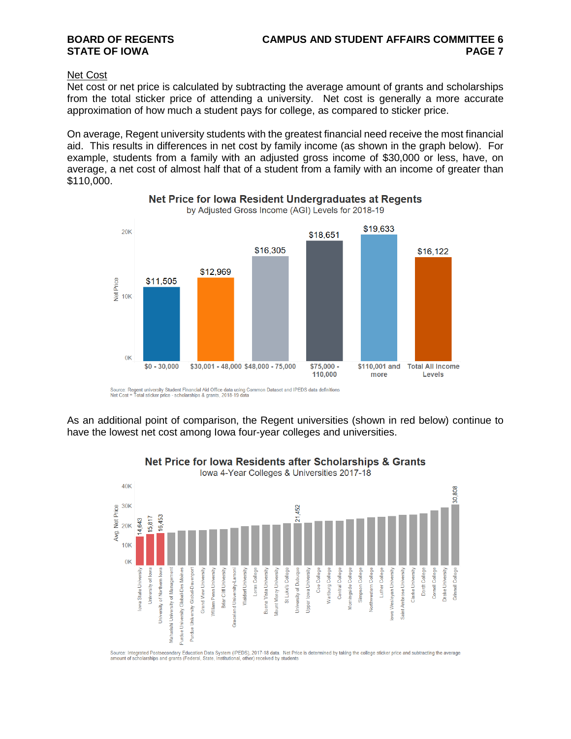## Net Cost

Net cost or net price is calculated by subtracting the average amount of grants and scholarships from the total sticker price of attending a university. Net cost is generally a more accurate approximation of how much a student pays for college, as compared to sticker price.

On average, Regent university students with the greatest financial need receive the most financial aid. This results in differences in net cost by family income (as shown in the graph below). For example, students from a family with an adjusted gross income of $30,000 or less, have, on average, a net cost of almost half that of a student from a family with an income of greater than $110,000.

**Net Price for Iowa Resident Undergraduates at Regents**
by Adjusted Gross Income (AGI) Levels for 2018-19

| AGI Level | Net Price |
|---|---|
| $0 - 30,000 | $11,505 |
| $30,001 - 48,000 | $12,969 |
| $48,000 - 75,000 | $16,305 |
| $75,000 - 110,000 | $18,651 |
| $110,001 and more | $19,633 |
| Total All Income Levels | $16,122 |

Source: Regent university Student Financial Aid Office data using Common Dataset and IPEDS data definitions
Net Cost = Total sticker price - scholarships & grants, 2018-19 data

As an additional point of comparison, the Regent universities (shown in red below) continue to have the lowest net cost among Iowa four-year colleges and universities.

**Net Price for Iowa Residents after Scholarships & Grants**
Iowa 4-Year Colleges & Universities 2017-18

| Institution | Avg. Net Price |
|---|---|
| Iowa State University | 14,643 |
| University of Iowa | 15,817 |
| University of Northern Iowa | 16,453 |
| Maharishi University of Management | |
| Purdue University Global-Des Moines | |
| Purdue University Global-Davenport | |
| Grand View University | |
| William Penn University | |
| Briar Cliff University | |
| Graceland University-Lamoni | |
| Waldorf University | |
| Loras College | |
| Buena Vista University | |
| Mount Mercy University | |
| St Luke's College | |
| University of Dubuque | 21,452 |
| Upper Iowa University | |
| Coe College | |
| Wartburg College | |
| Central College | |
| Morningside College | |
| Simpson College | |
| Northwestern College | |
| Luther College | |
| Iowa Wesleyan University | |
| Saint Ambrose University | |
| Clarke University | |
| Dordt College | |
| Cornell College | |
| Drake University | |
| Grinnell College | 30,808 |

Source: Integrated Postsecondary Education Data System (IPEDS), 2017-18 data. Net Price is determined by taking the college sticker price and subtracting the average amount of scholarships and grants (Federal, State, Institutional, other) received by students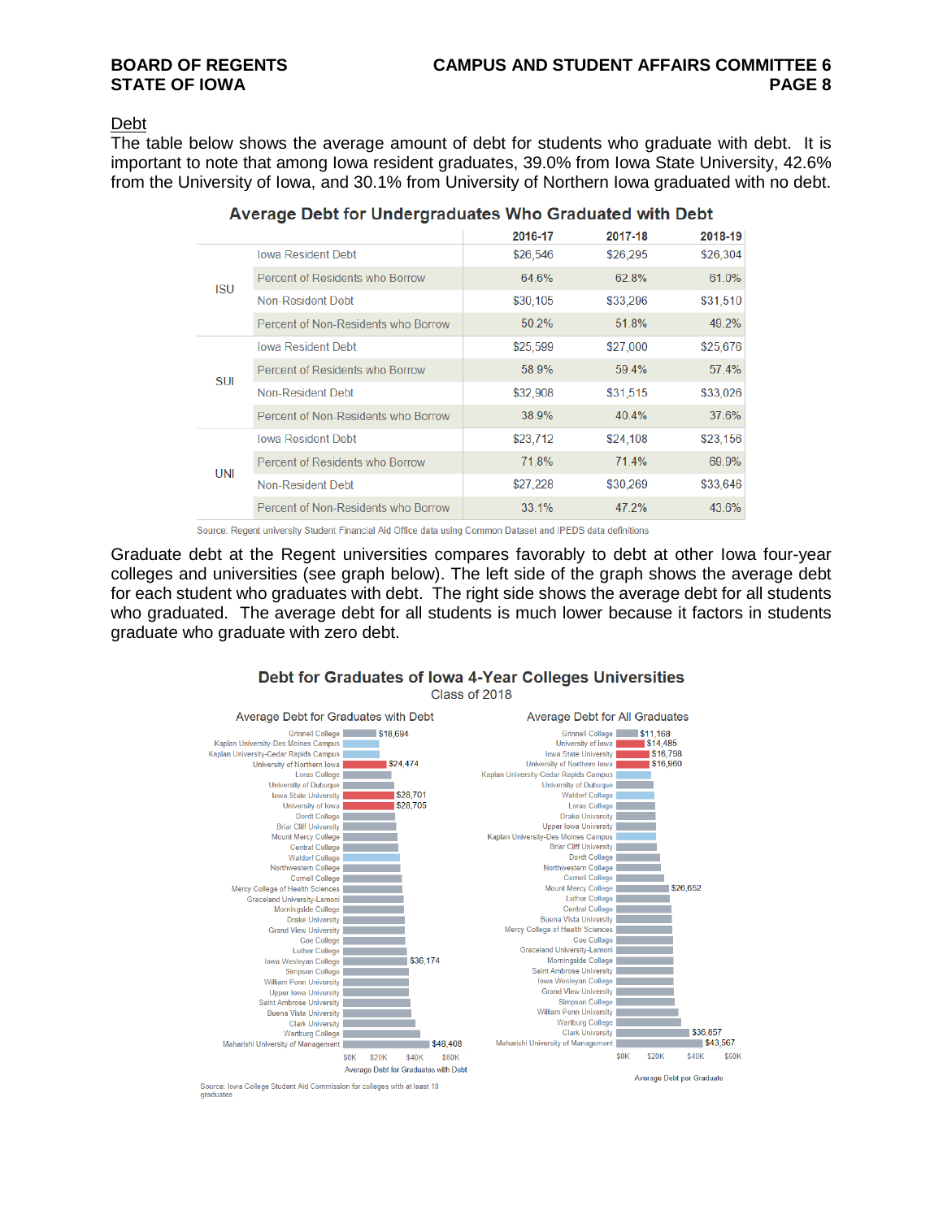## Debt

The table below shows the average amount of debt for students who graduate with debt. It is important to note that among Iowa resident graduates, 39.0% from Iowa State University, 42.6% from the University of Iowa, and 30.1% from University of Northern Iowa graduated with no debt.

**Average Debt for Undergraduates Who Graduated with Debt**

| | | 2016-17 | 2017-18 | 2018-19 |
|---|---|---|---|---|
| ISU | Iowa Resident Debt | $26,546 | $26,295 | $26,304 |
| | Percent of Residents who Borrow | 64.6% | 62.8% | 61.0% |
| | Non-Resident Debt | $30,105 | $33,296 | $31,510 |
| | Percent of Non-Residents who Borrow | 50.2% | 51.8% | 49.2% |
| SUI | Iowa Resident Debt | $25,599 | $27,000 | $25,676 |
| | Percent of Residents who Borrow | 58.9% | 59.4% | 57.4% |
| | Non-Resident Debt | $32,908 | $31,515 | $33,026 |
| | Percent of Non-Residents who Borrow | 38.9% | 40.4% | 37.6% |
| UNI | Iowa Resident Debt | $23,712 | $24,108 | $23,156 |
| | Percent of Residents who Borrow | 71.8% | 71.4% | 69.9% |
| | Non-Resident Debt | $27,228 | $30,269 | $33,646 |
| | Percent of Non-Residents who Borrow | 33.1% | 47.2% | 43.6% |

Source: Regent university Student Financial Aid Office data using Common Dataset and IPEDS data definitions

Graduate debt at the Regent universities compares favorably to debt at other Iowa four-year colleges and universities (see graph below). The left side of the graph shows the average debt for each student who graduates with debt. The right side shows the average debt for all students who graduated. The average debt for all students is much lower because it factors in students graduate who graduate with zero debt.

**Debt for Graduates of Iowa 4-Year Colleges Universities**

Class of 2018

**Average Debt for Graduates with Debt**

| Institution | Average Debt |
|---|---|
| Grinnell College | $18,694 |
| Kaplan University-Des Moines Campus | |
| Kaplan University-Cedar Rapids Campus | |
| University of Northern Iowa | $24,474 |
| Loras College | |
| University of Dubuque | |
| Iowa State University | $28,701 |
| University of Iowa | $28,705 |
| Dordt College | |
| Briar Cliff University | |
| Mount Mercy College | |
| Central College | |
| Waldorf College | |
| Northwestern College | |
| Cornell College | |
| Mercy College of Health Sciences | |
| Graceland University-Lamoni | |
| Morningside College | |
| Drake University | |
| Grand View University | |
| Coe College | |
| Luther College | |
| Iowa Wesleyan College | $36,174 |
| Simpson College | |
| William Penn University | |
| Upper Iowa University | |
| Saint Ambrose University | |
| Buena Vista University | |
| Clark University | |
| Wartburg College | |
| Maharishi University of Management | $48,408 |

**Average Debt for All Graduates**

| Institution | Average Debt per Graduate |
|---|---|
| Grinnell College | $11,168 |
| University of Iowa | $14,485 |
| Iowa State University | $16,798 |
| University of Northern Iowa | $16,960 |
| Kaplan University-Cedar Rapids Campus | |
| University of Dubuque | |
| Waldorf College | |
| Loras College | |
| Drake University | |
| Upper Iowa University | |
| Kaplan University-Des Moines Campus | |
| Briar Cliff University | |
| Dordt College | |
| Northwestern College | |
| Cornell College | |
| Mount Mercy College | $26,652 |
| Luther College | |
| Central College | |
| Buena Vista University | |
| Mercy College of Health Sciences | |
| Coe College | |
| Graceland University-Lamoni | |
| Morningside College | |
| Saint Ambrose University | |
| Iowa Wesleyan College | |
| Grand View University | |
| Simpson College | |
| William Penn University | |
| Wartburg College | |
| Clark University | $36,857 |
| Maharishi University of Management | $43,567 |

Source: Iowa College Student Aid Commission for colleges with at least 10 graduates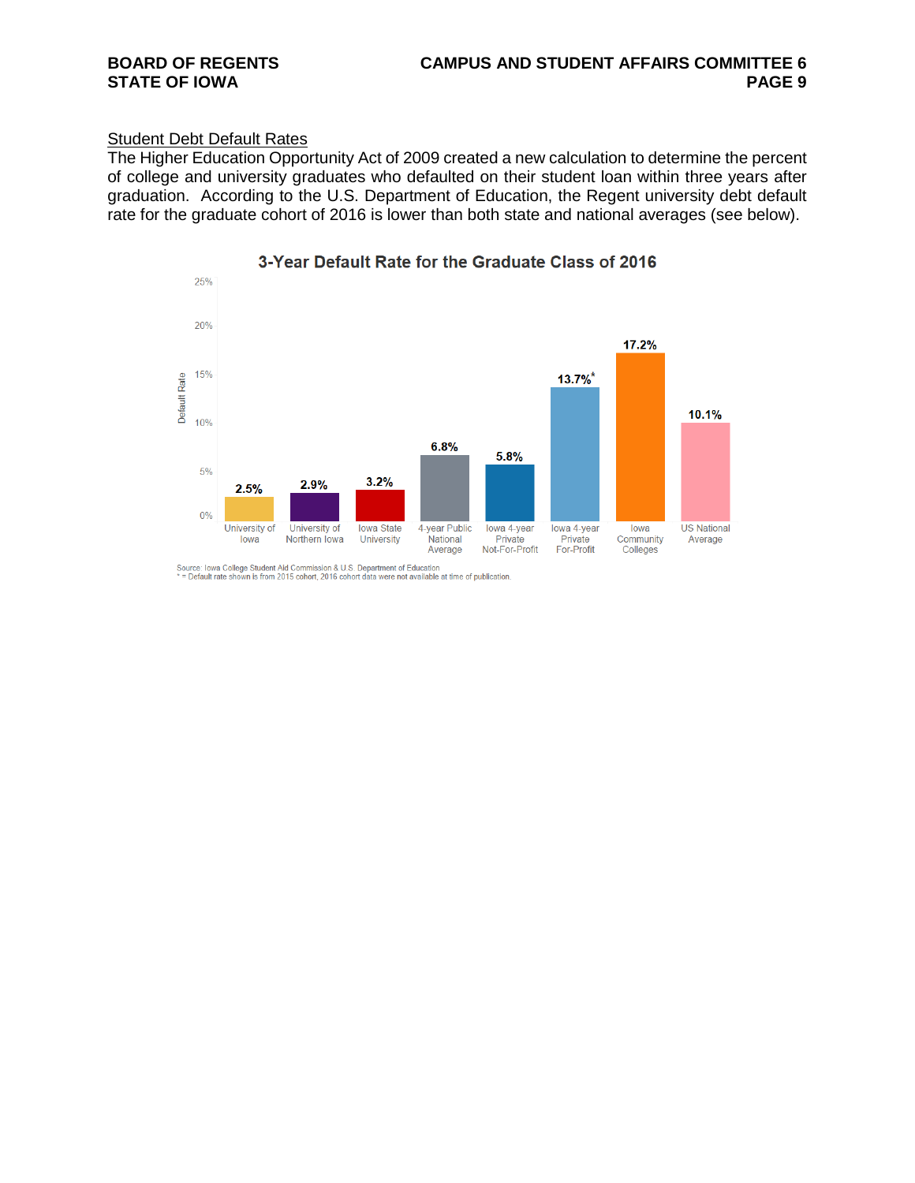## Student Debt Default Rates

The Higher Education Opportunity Act of 2009 created a new calculation to determine the percent of college and university graduates who defaulted on their student loan within three years after graduation. According to the U.S. Department of Education, the Regent university debt default rate for the graduate cohort of 2016 is lower than both state and national averages (see below).

**3-Year Default Rate for the Graduate Class of 2016**

| Institution | Default Rate |
| --- | --- |
| University of Iowa | 2.5% |
| University of Northern Iowa | 2.9% |
| Iowa State University | 3.2% |
| 4-year Public National Average | 6.8% |
| Iowa 4-year Private Not-For-Profit | 5.8% |
| Iowa 4-year Private For-Profit | 13.7%* |
| Iowa Community Colleges | 17.2% |
| US National Average | 10.1% |

Source: Iowa College Student Aid Commission & U.S. Department of Education
* = Default rate shown is from 2015 cohort, 2016 cohort data were not available at time of publication.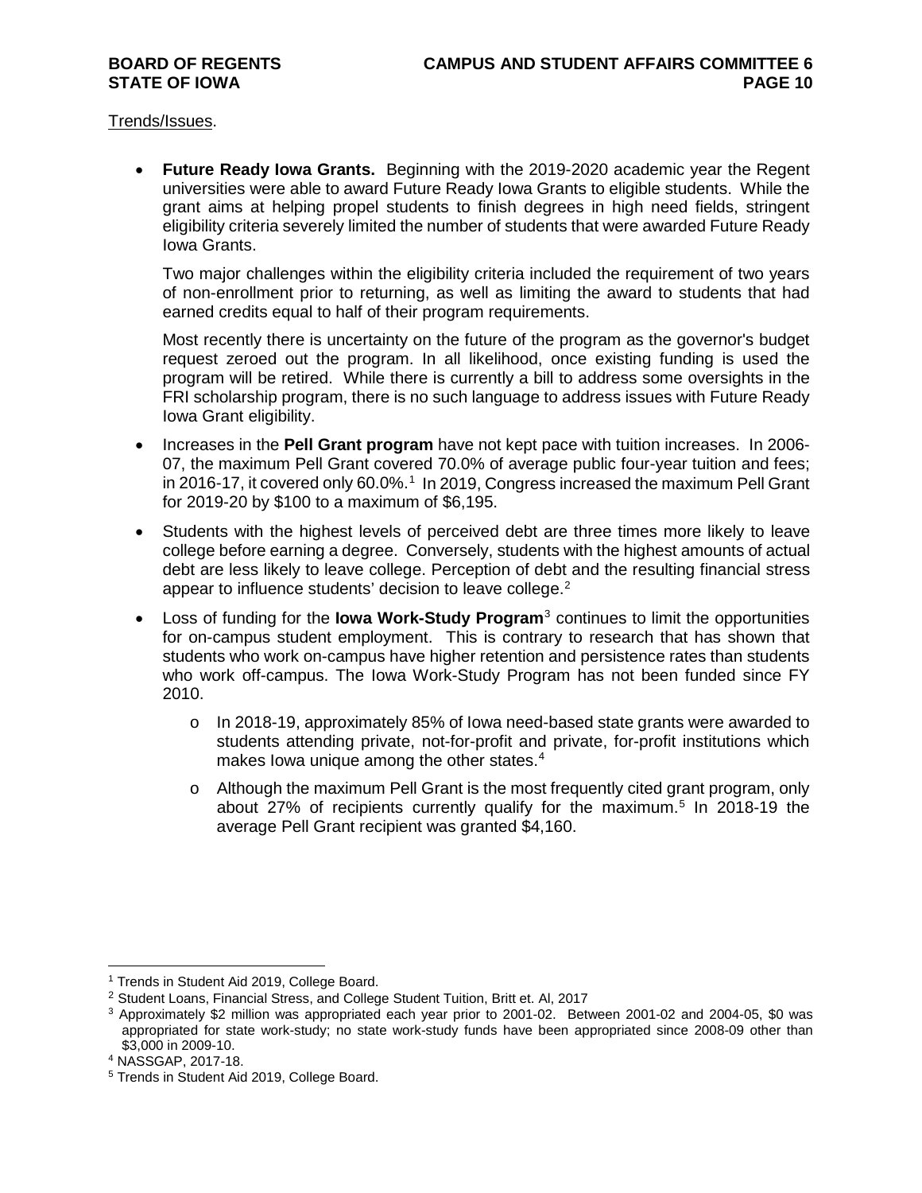Trends/Issues.

- **Future Ready Iowa Grants.** Beginning with the 2019-2020 academic year the Regent universities were able to award Future Ready Iowa Grants to eligible students. While the grant aims at helping propel students to finish degrees in high need fields, stringent eligibility criteria severely limited the number of students that were awarded Future Ready Iowa Grants.

  Two major challenges within the eligibility criteria included the requirement of two years of non-enrollment prior to returning, as well as limiting the award to students that had earned credits equal to half of their program requirements.

  Most recently there is uncertainty on the future of the program as the governor's budget request zeroed out the program. In all likelihood, once existing funding is used the program will be retired. While there is currently a bill to address some oversights in the FRI scholarship program, there is no such language to address issues with Future Ready Iowa Grant eligibility.

- Increases in the **Pell Grant program** have not kept pace with tuition increases. In 2006-07, the maximum Pell Grant covered 70.0% of average public four-year tuition and fees; in 2016-17, it covered only 60.0%.[1] In 2019, Congress increased the maximum Pell Grant for 2019-20 by $100 to a maximum of $6,195.

- Students with the highest levels of perceived debt are three times more likely to leave college before earning a degree. Conversely, students with the highest amounts of actual debt are less likely to leave college. Perception of debt and the resulting financial stress appear to influence students' decision to leave college.[2]

- Loss of funding for the **Iowa Work-Study Program**[3] continues to limit the opportunities for on-campus student employment. This is contrary to research that has shown that students who work on-campus have higher retention and persistence rates than students who work off-campus. The Iowa Work-Study Program has not been funded since FY 2010.

  - In 2018-19, approximately 85% of Iowa need-based state grants were awarded to students attending private, not-for-profit and private, for-profit institutions which makes Iowa unique among the other states.[4]

  - Although the maximum Pell Grant is the most frequently cited grant program, only about 27% of recipients currently qualify for the maximum.[5] In 2018-19 the average Pell Grant recipient was granted $4,160.

---

[1] Trends in Student Aid 2019, College Board.

[2] Student Loans, Financial Stress, and College Student Tuition, Britt et. Al, 2017

[3] Approximately $2 million was appropriated each year prior to 2001-02. Between 2001-02 and 2004-05, $0 was appropriated for state work-study; no state work-study funds have been appropriated since 2008-09 other than $3,000 in 2009-10.

[4] NASSGAP, 2017-18.

[5] Trends in Student Aid 2019, College Board.